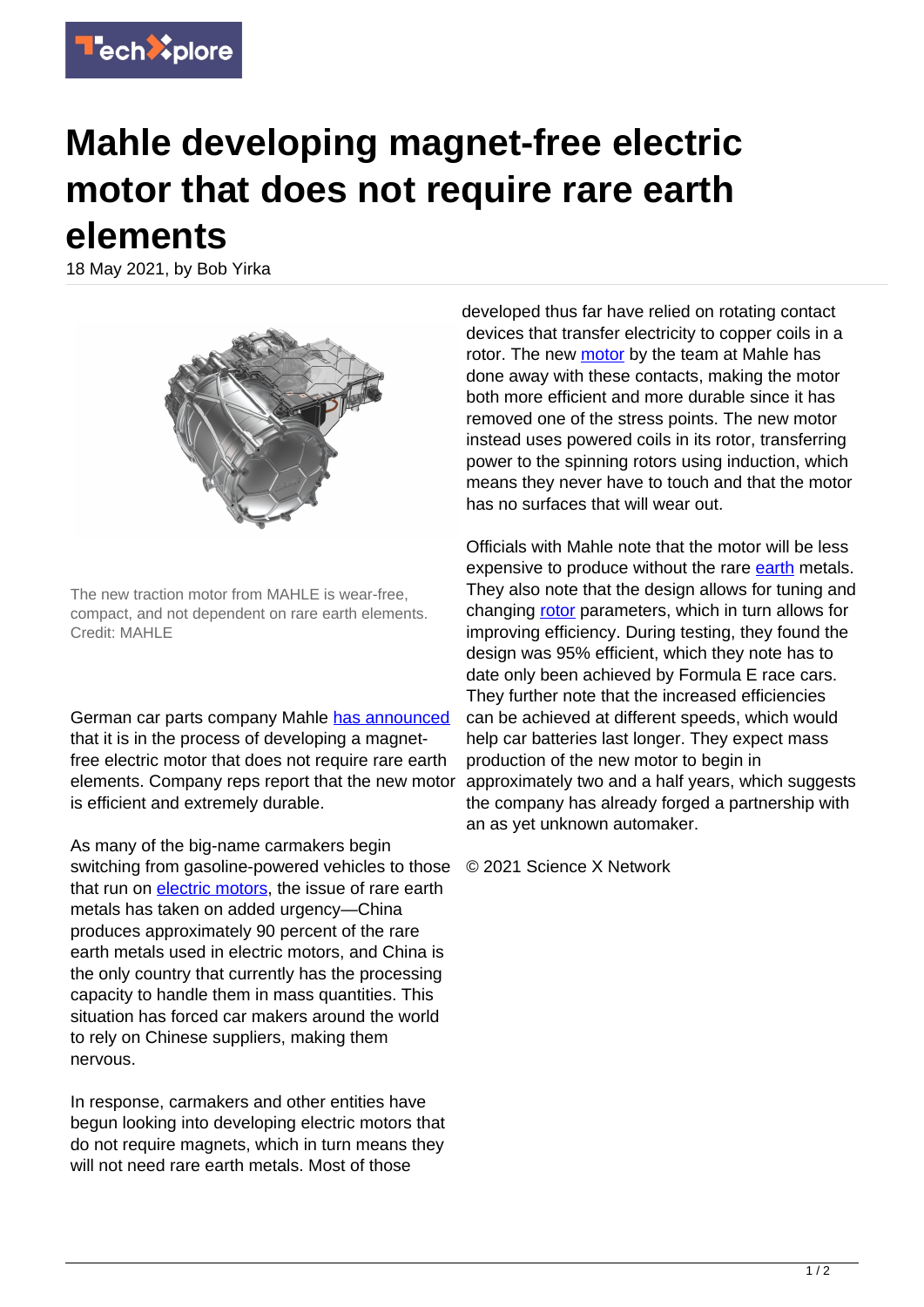# Mahle developing magnet-free electric motor that does not require rare earth elements

18 May 2021, by Bob Yirka

The new traction motor from MAHLE is wear-free, compact, and not dependent on rare earth elements. Credit: MAHLE

German car parts company Mahle has announced that it is in the process of developing a magnet-free electric motor that does not require rare earth elements. Company reps report that the new motor is efficient and extremely durable.

As many of the big-name carmakers begin switching from gasoline-powered vehicles to those that run on electric motors, the issue of rare earth metals has taken on added urgency—China produces approximately 90 percent of the rare earth metals used in electric motors, and China is the only country that currently has the processing capacity to handle them in mass quantities. This situation has forced car makers around the world to rely on Chinese suppliers, making them nervous.

In response, carmakers and other entities have begun looking into developing electric motors that do not require magnets, which in turn means they will not need rare earth metals. Most of those developed thus far have relied on rotating contact devices that transfer electricity to copper coils in a rotor. The new motor by the team at Mahle has done away with these contacts, making the motor both more efficient and more durable since it has removed one of the stress points. The new motor instead uses powered coils in its rotor, transferring power to the spinning rotors using induction, which means they never have to touch and that the motor has no surfaces that will wear out.

Officials with Mahle note that the motor will be less expensive to produce without the rare earth metals. They also note that the design allows for tuning and changing rotor parameters, which in turn allows for improving efficiency. During testing, they found the design was 95% efficient, which they note has to date only been achieved by Formula E race cars. They further note that the increased efficiencies can be achieved at different speeds, which would help car batteries last longer. They expect mass production of the new motor to begin in approximately two and a half years, which suggests the company has already forged a partnership with an as yet unknown automaker.

© 2021 Science X Network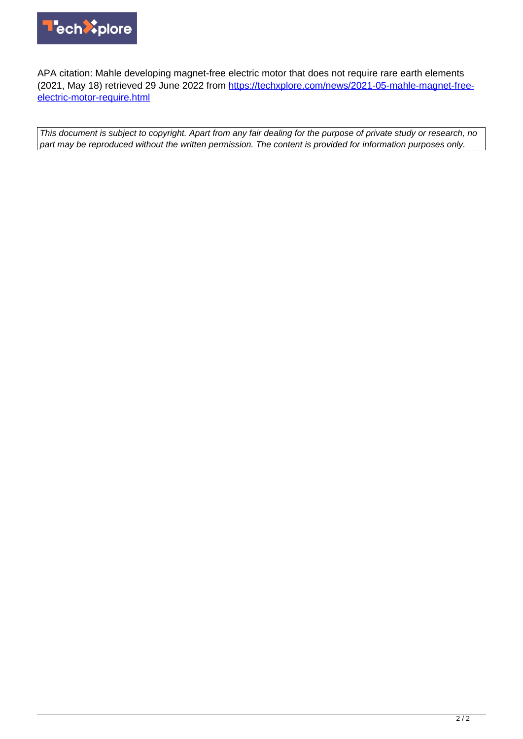APA citation: Mahle developing magnet-free electric motor that does not require rare earth elements (2021, May 18) retrieved 29 June 2022 from https://techxplore.com/news/2021-05-mahle-magnet-free-electric-motor-require.html

*This document is subject to copyright. Apart from any fair dealing for the purpose of private study or research, no part may be reproduced without the written permission. The content is provided for information purposes only.*